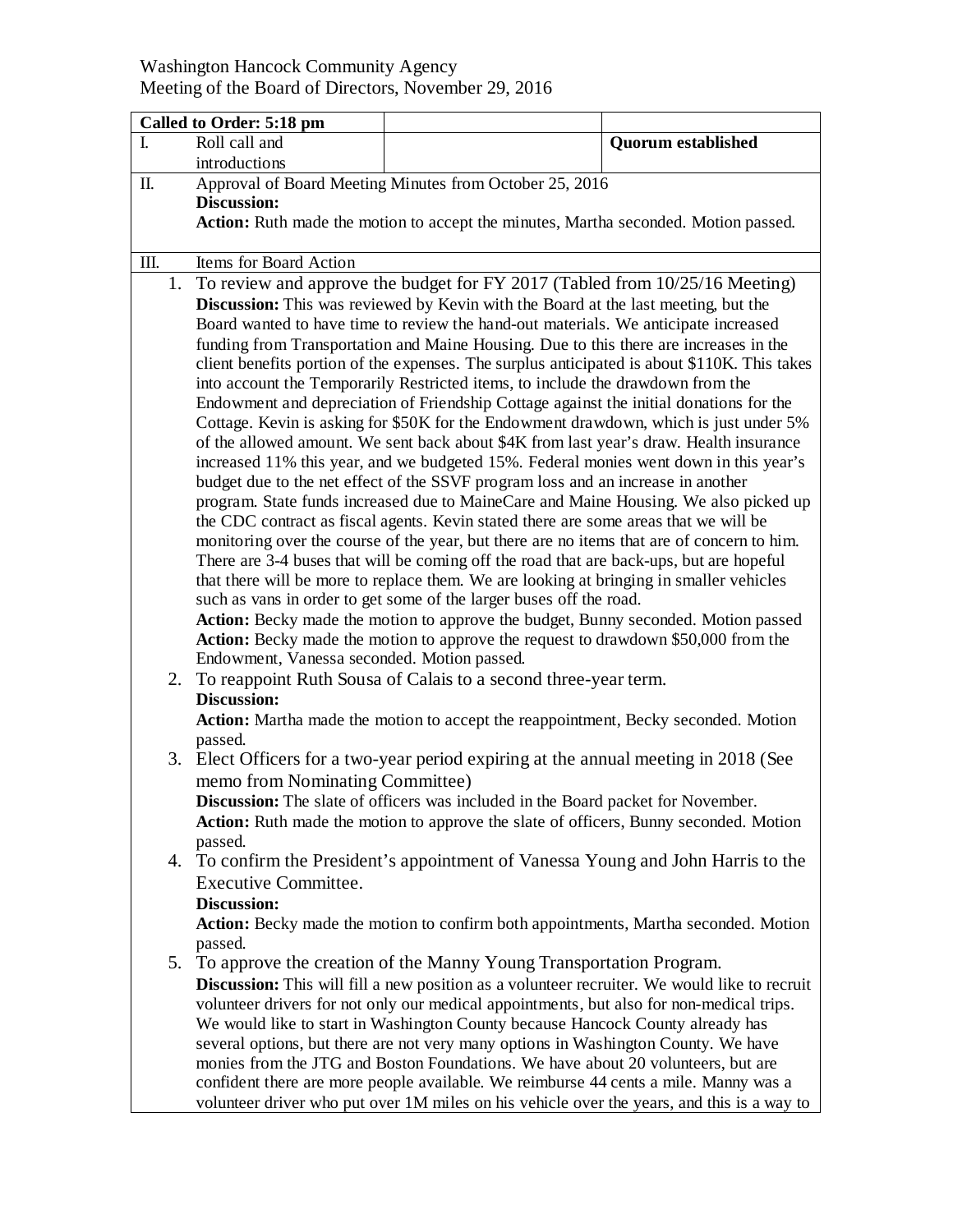Washington Hancock Community Agency
Meeting of the Board of Directors, November 29, 2016

| **Called to Order: 5:18 pm** | | | |
|---|---|---|---|
| I. | Roll call and introductions | | **Quorum established** |
| II. | Approval of Board Meeting Minutes from October 25, 2016<br>**Discussion:**<br>**Action:** Ruth made the motion to accept the minutes, Martha seconded. Motion passed. | | |
| III. | Items for Board Action | | |

1. To review and approve the budget for FY 2017 (Tabled from 10/25/16 Meeting)
   **Discussion:** This was reviewed by Kevin with the Board at the last meeting, but the Board wanted to have time to review the hand-out materials. We anticipate increased funding from Transportation and Maine Housing. Due to this there are increases in the client benefits portion of the expenses. The surplus anticipated is about $110K. This takes into account the Temporarily Restricted items, to include the drawdown from the Endowment and depreciation of Friendship Cottage against the initial donations for the Cottage. Kevin is asking for $50K for the Endowment drawdown, which is just under 5% of the allowed amount. We sent back about $4K from last year's draw. Health insurance increased 11% this year, and we budgeted 15%. Federal monies went down in this year's budget due to the net effect of the SSVF program loss and an increase in another program. State funds increased due to MaineCare and Maine Housing. We also picked up the CDC contract as fiscal agents. Kevin stated there are some areas that we will be monitoring over the course of the year, but there are no items that are of concern to him. There are 3-4 buses that will be coming off the road that are back-ups, but are hopeful that there will be more to replace them. We are looking at bringing in smaller vehicles such as vans in order to get some of the larger buses off the road.
   **Action:** Becky made the motion to approve the budget, Bunny seconded. Motion passed
   **Action:** Becky made the motion to approve the request to drawdown $50,000 from the Endowment, Vanessa seconded. Motion passed.
2. To reappoint Ruth Sousa of Calais to a second three-year term.
   **Discussion:**
   **Action:** Martha made the motion to accept the reappointment, Becky seconded. Motion passed.
3. Elect Officers for a two-year period expiring at the annual meeting in 2018 (See memo from Nominating Committee)
   **Discussion:** The slate of officers was included in the Board packet for November.
   **Action:** Ruth made the motion to approve the slate of officers, Bunny seconded. Motion passed.
4. To confirm the President's appointment of Vanessa Young and John Harris to the Executive Committee.
   **Discussion:**
   **Action:** Becky made the motion to confirm both appointments, Martha seconded. Motion passed.
5. To approve the creation of the Manny Young Transportation Program.
   **Discussion:** This will fill a new position as a volunteer recruiter. We would like to recruit volunteer drivers for not only our medical appointments, but also for non-medical trips. We would like to start in Washington County because Hancock County already has several options, but there are not very many options in Washington County. We have monies from the JTG and Boston Foundations. We have about 20 volunteers, but are confident there are more people available. We reimburse 44 cents a mile. Manny was a volunteer driver who put over 1M miles on his vehicle over the years, and this is a way to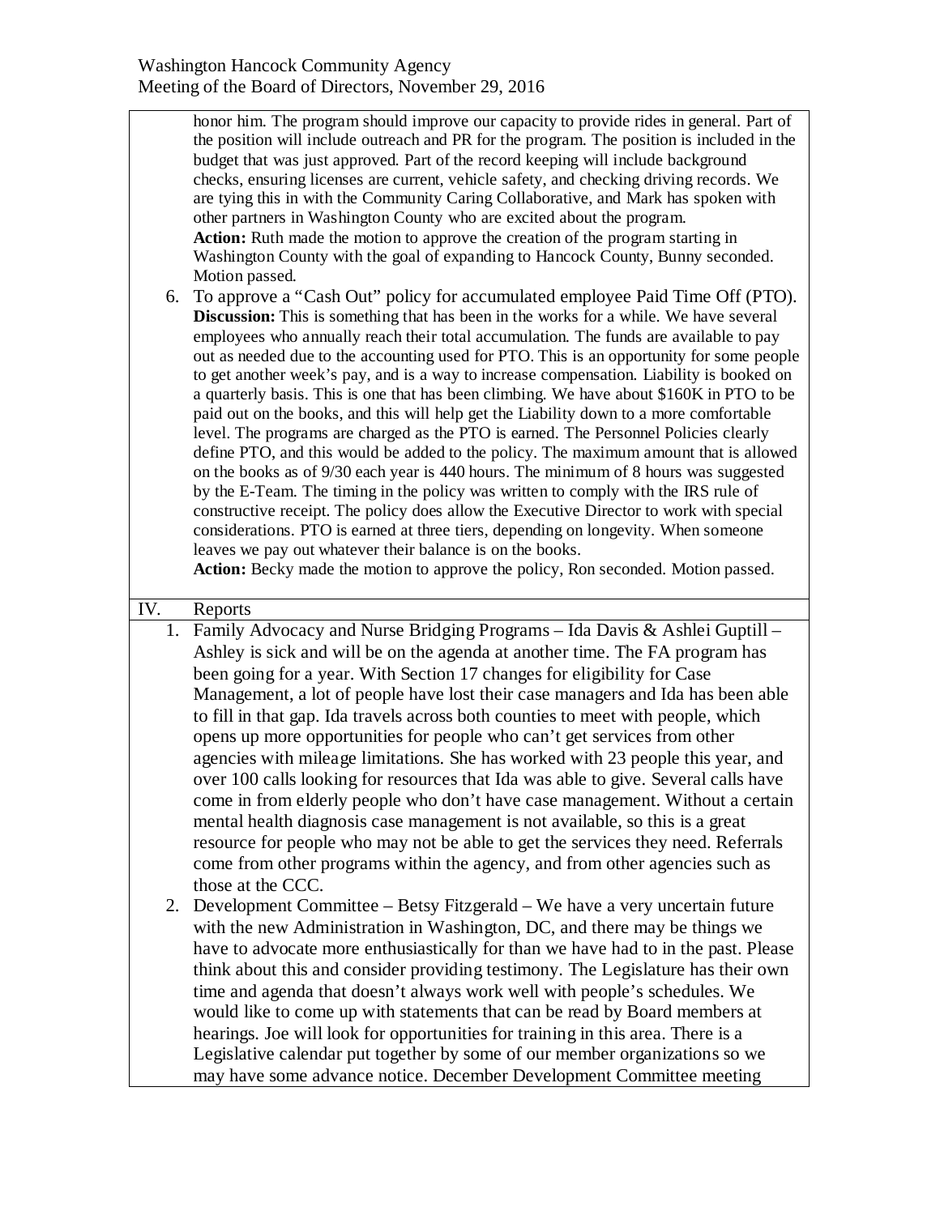honor him. The program should improve our capacity to provide rides in general. Part of the position will include outreach and PR for the program. The position is included in the budget that was just approved. Part of the record keeping will include background checks, ensuring licenses are current, vehicle safety, and checking driving records. We are tying this in with the Community Caring Collaborative, and Mark has spoken with other partners in Washington County who are excited about the program.

**Action:** Ruth made the motion to approve the creation of the program starting in Washington County with the goal of expanding to Hancock County, Bunny seconded. Motion passed.

6. To approve a "Cash Out" policy for accumulated employee Paid Time Off (PTO).
   **Discussion:** This is something that has been in the works for a while. We have several employees who annually reach their total accumulation. The funds are available to pay out as needed due to the accounting used for PTO. This is an opportunity for some people to get another week's pay, and is a way to increase compensation. Liability is booked on a quarterly basis. This is one that has been climbing. We have about $160K in PTO to be paid out on the books, and this will help get the Liability down to a more comfortable level. The programs are charged as the PTO is earned. The Personnel Policies clearly define PTO, and this would be added to the policy. The maximum amount that is allowed on the books as of 9/30 each year is 440 hours. The minimum of 8 hours was suggested by the E-Team. The timing in the policy was written to comply with the IRS rule of constructive receipt. The policy does allow the Executive Director to work with special considerations. PTO is earned at three tiers, depending on longevity. When someone leaves we pay out whatever their balance is on the books.
   **Action:** Becky made the motion to approve the policy, Ron seconded. Motion passed.

## IV. Reports

1. Family Advocacy and Nurse Bridging Programs – Ida Davis & Ashlei Guptill – Ashley is sick and will be on the agenda at another time. The FA program has been going for a year. With Section 17 changes for eligibility for Case Management, a lot of people have lost their case managers and Ida has been able to fill in that gap. Ida travels across both counties to meet with people, which opens up more opportunities for people who can't get services from other agencies with mileage limitations. She has worked with 23 people this year, and over 100 calls looking for resources that Ida was able to give. Several calls have come in from elderly people who don't have case management. Without a certain mental health diagnosis case management is not available, so this is a great resource for people who may not be able to get the services they need. Referrals come from other programs within the agency, and from other agencies such as those at the CCC.
2. Development Committee – Betsy Fitzgerald – We have a very uncertain future with the new Administration in Washington, DC, and there may be things we have to advocate more enthusiastically for than we have had to in the past. Please think about this and consider providing testimony. The Legislature has their own time and agenda that doesn't always work well with people's schedules. We would like to come up with statements that can be read by Board members at hearings. Joe will look for opportunities for training in this area. There is a Legislative calendar put together by some of our member organizations so we may have some advance notice. December Development Committee meeting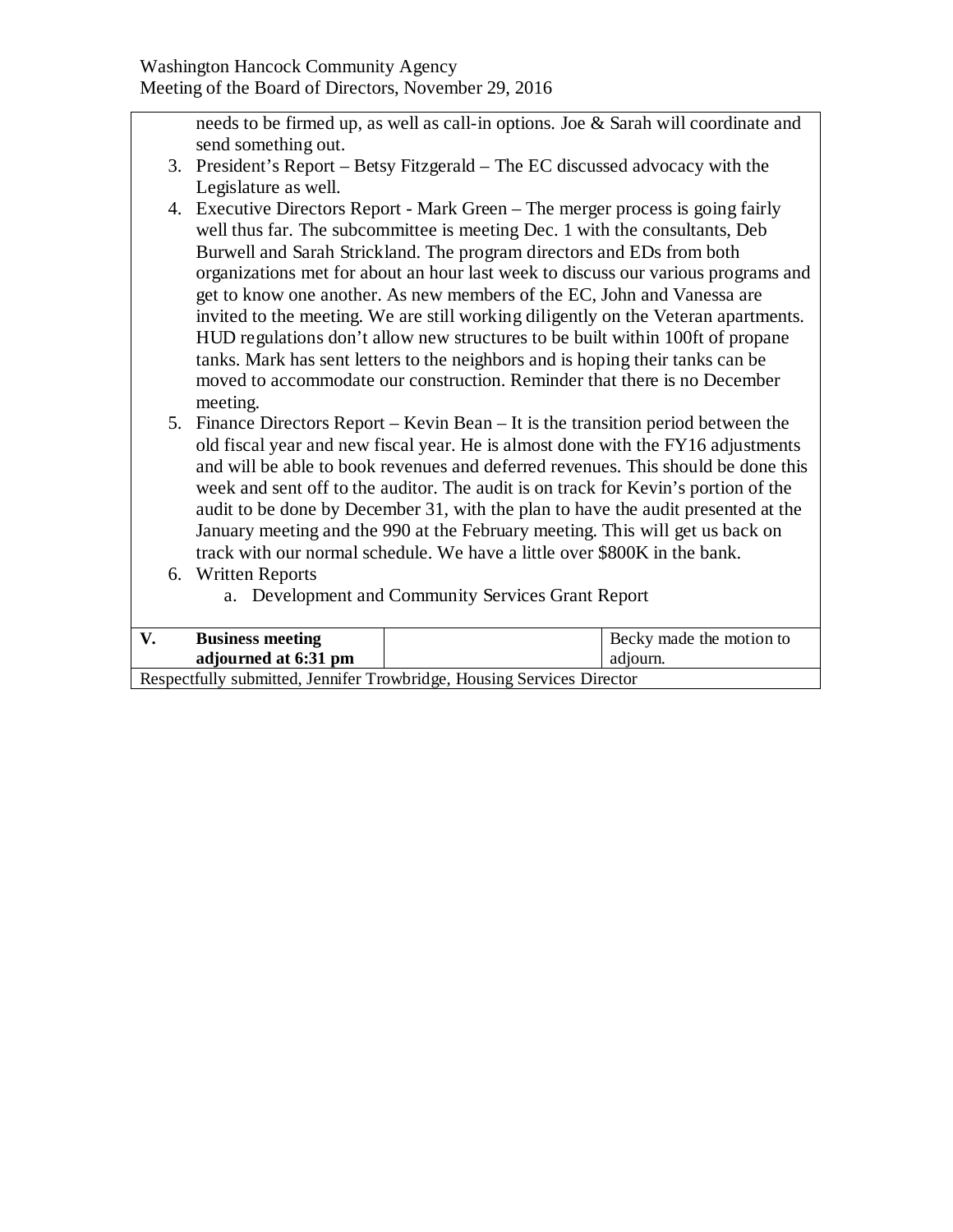needs to be firmed up, as well as call-in options. Joe & Sarah will coordinate and send something out.

3. President's Report – Betsy Fitzgerald – The EC discussed advocacy with the Legislature as well.
4. Executive Directors Report - Mark Green – The merger process is going fairly well thus far. The subcommittee is meeting Dec. 1 with the consultants, Deb Burwell and Sarah Strickland. The program directors and EDs from both organizations met for about an hour last week to discuss our various programs and get to know one another. As new members of the EC, John and Vanessa are invited to the meeting. We are still working diligently on the Veteran apartments. HUD regulations don't allow new structures to be built within 100ft of propane tanks. Mark has sent letters to the neighbors and is hoping their tanks can be moved to accommodate our construction. Reminder that there is no December meeting.
5. Finance Directors Report – Kevin Bean – It is the transition period between the old fiscal year and new fiscal year. He is almost done with the FY16 adjustments and will be able to book revenues and deferred revenues. This should be done this week and sent off to the auditor. The audit is on track for Kevin's portion of the audit to be done by December 31, with the plan to have the audit presented at the January meeting and the 990 at the February meeting. This will get us back on track with our normal schedule. We have a little over $800K in the bank.
6. Written Reports
   a. Development and Community Services Grant Report

| | | | |
|---|---|---|---|
| **V.** | **Business meeting adjourned at 6:31 pm** | | Becky made the motion to adjourn. |

Respectfully submitted, Jennifer Trowbridge, Housing Services Director